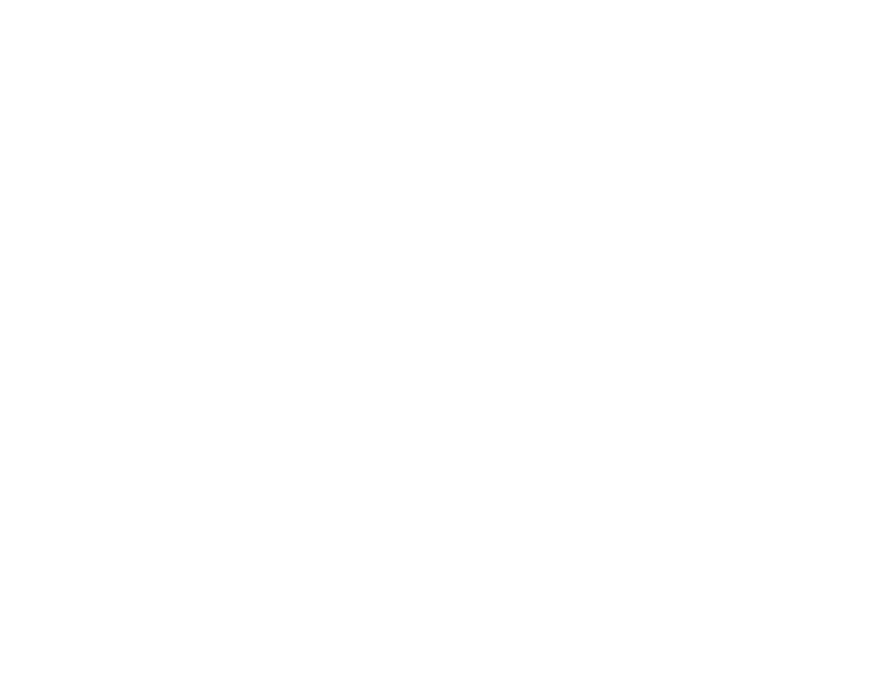### **CITY OF RANCHO PALOS VERDES SUMMARY OF EXPENDITURES - ALL FUNDS**

#### **December 31, 2020**

|                     |                                                                                                                            |                       | FY 2020-21         |                    |                                        |             | FY 2019-20                             |                                                   |          |
|---------------------|----------------------------------------------------------------------------------------------------------------------------|-----------------------|--------------------|--------------------|----------------------------------------|-------------|----------------------------------------|---------------------------------------------------|----------|
| <b>FUND</b>         | <b>FUND DESCRIPTION</b>                                                                                                    | <b>REVISED BUDGET</b> | <b>YTD ACTUALS</b> | <b>YTD ENCUMB.</b> | <b>YTD ACTUALS +</b><br><b>ENCUMB.</b> | <b>USED</b> | <b>YTD ACTUALS +</b><br><b>ENCUMB.</b> | YEAR OVER YEAR CHANGE<br><b>ACTUALS + ENCUMB.</b> |          |
|                     | <b>101 GENERAL FUND</b>                                                                                                    |                       |                    |                    |                                        |             |                                        |                                                   |          |
|                     | <b>CITY COUNCIL</b>                                                                                                        | \$<br>102,900         | 40,789 \$<br>\$    |                    | 0 <sup>5</sup><br>40,789               | 39.6%       | 47,884<br>\$                           | (57,095)                                          | $-14.8%$ |
|                     | <b>LEGAL SERVICES</b>                                                                                                      | 1,000,000             | 478,967            | $\mathbf{0}$       | 478,967                                | 47.9%       | 545,316                                | (66, 349)                                         | $-12.2%$ |
|                     | <b>CITY CLERK</b><br>541,000                                                                                               |                       | 188,765            | 2,517              | 191,282                                | 35.4%       | 594,075                                | (402, 793)                                        | $-67.8%$ |
| <b>CITY MANAGER</b> |                                                                                                                            | 770,300               | 314,054            | $\mathbf 0$        | 314,054                                | 40.8%       | 341,376                                | (27, 321)                                         | $-8.0%$  |
|                     | 471,400<br><b>CITY ADMINISTRATION</b><br><b>HUMAN RESOURCES</b><br>316,000<br><b>INFORMATION TECHNOLOGIES</b><br>1,239,300 |                       | 104,918            | 21,030             | 125,948                                | 26.7%       | 183,756                                | (57,808)                                          | $-31.5%$ |
|                     |                                                                                                                            |                       | 163,205            | 859                | 164,064                                | 51.9%       | 200,590                                | (36, 527)                                         | $-18.2%$ |
|                     |                                                                                                                            |                       | 642,766            | 354,713            | 997,480                                | 80.5%       | 708,286                                | 289,194                                           | 40.8%    |
|                     | <b>FINANCE</b>                                                                                                             | 1,591,072             | 706,479            | 43,415             | 749,895                                | 47.1%       | 911,204                                | (161, 309)                                        | $-17.7%$ |
|                     | <b>PUBLIC WORKS</b>                                                                                                        | 5,554,384             | 1,953,680          | 1,538,480          | 3,492,160                              | 62.9%       | 4,815,586                              | (1,323,426)                                       | $-27.5%$ |
|                     | <b>COMMUNITY DEVELOPMENT</b>                                                                                               | 3,184,300             | 1,169,804          | 334,999            | 1,504,802                              | 47.3%       | 1,986,457                              | (481, 654)                                        | $-24.2%$ |
|                     | <b>RECREATIONAL &amp; PARKS</b>                                                                                            | 3,258,429             | 1,240,345          | 74,434             | 1,314,778                              | 40.4%       | 1,394,366                              | (79, 588)                                         | $-5.7%$  |
|                     | <b>PUBLIC SAFETY</b>                                                                                                       | 7,407,200             | 3,624,015          | 4,748,080          | 8,372,095                              | 113.0%      | 7,996,612                              | 375,483                                           | 4.7%     |
|                     | NON-DEPARTMENTAL                                                                                                           | 1,905,189             | 539,734            | 84,229             | 623,964                                | 32.8%       | 759,499                                | (135, 535)                                        | $-17.8%$ |
|                     | <b>TRANSFERS OUT</b>                                                                                                       | 2,170,500             | 1,188,500          | $\mathbf 0$        | 1,188,500                              | 54.8%       | 2,058,450                              | (869, 950)                                        | $-42.3%$ |
|                     | <b>EMERGENCY OPERATION CENTER</b>                                                                                          | $\mathbf{0}$          | 196,880            | 53,506             | 250,386                                | 0.0%        | $\mathbf 0$                            | 250,386                                           | 0.0%     |
|                     | <b>TOTAL GENERAL FUND</b>                                                                                                  | 29,511,974            | 12,552,902         | 7,256,262          | 19,809,163                             | 67.1%       | 22,543,455                             | (2,734,292)                                       | $-12.1%$ |
|                     | <b>200 SPECIAL REVENUE FUNDS</b>                                                                                           |                       |                    |                    |                                        |             |                                        |                                                   |          |
|                     | 202 STREET MAINTENANCE                                                                                                     | 3,061,650             | 2,041,691          | 775,946            | 2,817,638                              | 92.0%       | 1,008,351                              | 1,809,287                                         | 179.4%   |
|                     | 209 EL PRADO LIGHTING DISTRICT                                                                                             | 800                   | $\mathbf{0}$       | $\mathbf{0}$       | $\mathbf 0$                            | 0.0%        | $\mathbf 0$                            | $\mathbf{0}$                                      | 0.0%     |
|                     | 211 1911 ACT STREET LIGHTING                                                                                               | 870,740               | 163,983            | 498,599            | 662,582                                | 76.1%       | 1,289,398                              | (626, 817)                                        | $-48.6%$ |
|                     | 213 WASTE REDUCTION                                                                                                        | 287,500               | 84,611             | 96,185             | 180,796                                | 62.9%       | 202,084                                | (21, 288)                                         | $-10.5%$ |
|                     | 214 AIR QUALITY MANAGEMENT                                                                                                 | 57,000                | 18,814             | 36,497             | 55,311                                 | 97.0%       | 0                                      | 55,311                                            | 0.0%     |
|                     | 215 PROPOSITION C                                                                                                          | 950,379               | 1,141              | 899,464            | 900,605                                | 94.8%       | 803,817                                | 96,787                                            | 12.0%    |
|                     | 216 PROPOSITION A                                                                                                          | 1,471,129             | 914,934            | 538,490            | 1,453,424                              | 98.8%       | 47,513                                 | 1,405,912                                         | 2959.0%  |
|                     | 217 PUBLIC SAFETY GRANTS                                                                                                   | 130,000               | 65,000             | $\mathbf 0$        | 65,000                                 | 50.0%       | 87,500                                 | (22,500)                                          | $-25.7%$ |
|                     | 220 MEASURE R                                                                                                              | 1,033,802             | 254,126            | 569,818            | 823,944                                | 79.7%       | 363,669                                | 460,274                                           | 126.6%   |
|                     | 221 MEASURE M                                                                                                              | 536,000               | 182,859            | 142,420            | 325,279                                | 60.7%       | 619,191                                | (293, 912)                                        | $-47.5%$ |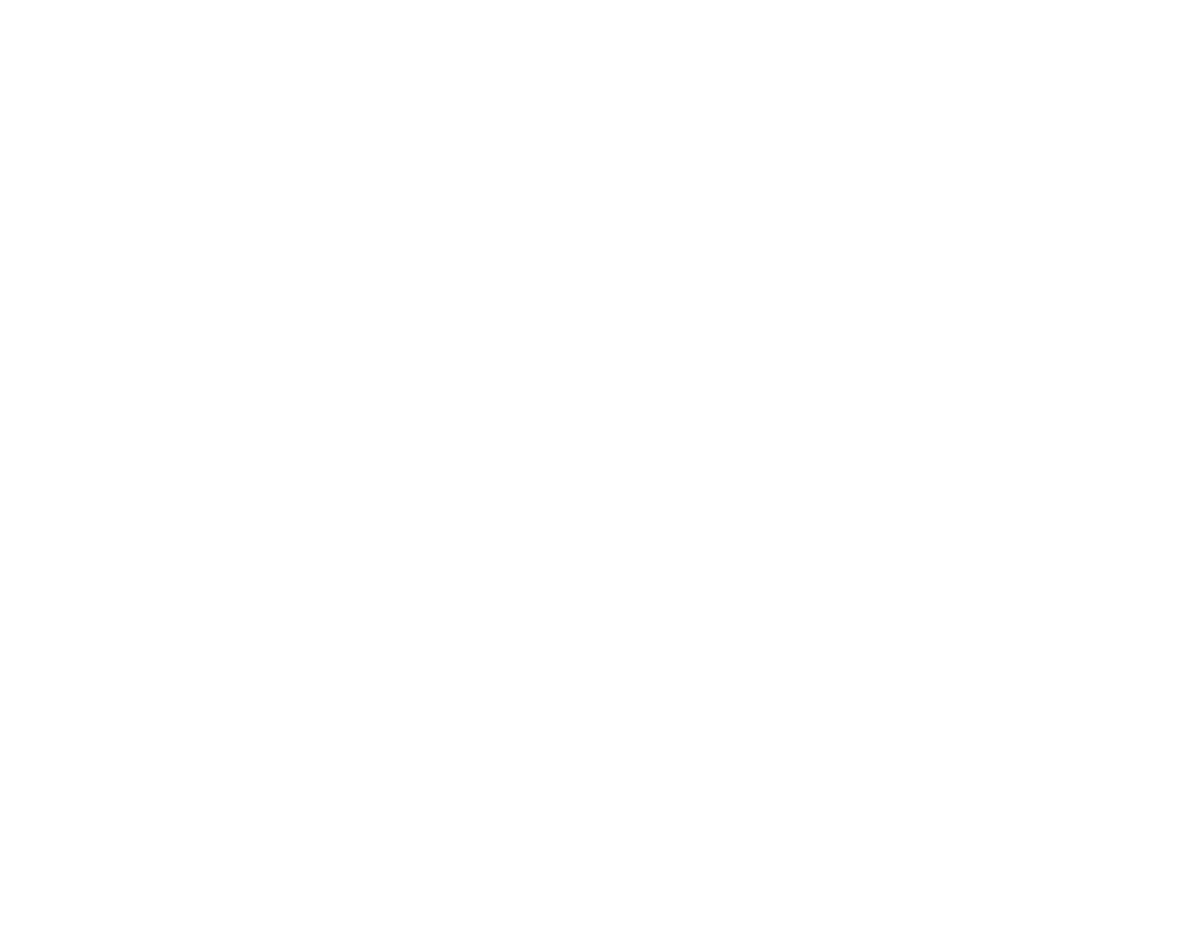# **CITY OF RANCHO PALOS VERDES SUMMARY OF EXPENDITURES - ALL FUNDS**

#### **December 31, 2020**

|             |                                              |                       |                    | FY 2020-21         |                                        | FY 2019-20  |                                        |                                                   |           |
|-------------|----------------------------------------------|-----------------------|--------------------|--------------------|----------------------------------------|-------------|----------------------------------------|---------------------------------------------------|-----------|
| <b>FUND</b> | <b>FUND DESCRIPTION</b>                      | <b>REVISED BUDGET</b> | <b>YTD ACTUALS</b> | <b>YTD ENCUMB.</b> | <b>YTD ACTUALS +</b><br><b>ENCUMB.</b> | <b>USED</b> | <b>YTD ACTUALS +</b><br><b>ENCUMB.</b> | YEAR OVER YEAR CHANGE<br><b>ACTUALS + ENCUMB.</b> |           |
| 222         | <b>HABITAT RESTORATION</b>                   | 184,900               | 92,450             | 138,675            | 231,125                                | 125.0%      | 179,497                                | 51,628                                            | 28.8%     |
| 223         | <b>SUBREGION ONE MAINTENANCE</b>             | 41,600                | 20,890             | 6,268              | 27,158                                 | 65.3%       | 38,110                                 | (10, 952)                                         | $-28.7%$  |
| 224         | <b>MEASURE A MAINTENANCE</b>                 | 100,000               | 50,000             | $\mathbf 0$        | 50,000                                 | 50.0%       | 50,000                                 | $\mathbf 0$                                       | 0.0%      |
|             | 225 ABALONE COVE SEWER DISTRICT              | 151,715               | 34,686             | 81,049             | 115,734                                | 76.3%       | 66,541                                 | 49,194                                            | 73.9%     |
| 227         | <b>GINSBERG CULTURAL ARTS BLDG.</b>          | $\mathbf{0}$          | $\mathbf 0$        | $\mathbf 0$        | 0                                      | 0.0%        | 1,045                                  | (1,045)                                           | $-100.0%$ |
| 228         | <b>DONOR RESTRICTED CONTRIBUTIONS</b>        | 38,422                | 2,185              | 24,557             | 26,742                                 | 69.6%       | 23,181                                 | 3,560                                             | 15.4%     |
|             | <b>TOTAL SPECIAL REVENUE FUNDS</b>           | 8,915,636             | 3,927,369          | 3,807,968          | 7,735,337                              | 86.8%       | 4,779,897                              | 2,955,440                                         | 61.8%     |
|             |                                              |                       |                    |                    |                                        |             |                                        |                                                   |           |
| 300         | <b>CAPITAL PROJECTS FUNDS</b>                |                       |                    |                    |                                        |             |                                        |                                                   |           |
|             | 310 COMMUNITY DEVELOPMENT BLOCK GRANT (CDBG) | 258,999               | 12,339             | 30,060             | 42,399                                 | 16.4%       | 161,261                                | (118, 862)                                        | $-73.7%$  |
| <b>330</b>  | INFRASTRUCTURE IMPROVEMENTS                  | 3,792,310             | 671,750            | 1,023,176          | 1,694,926                              | 44.7%       | 7,688,934                              | (5,994,008)                                       | $-78.0%$  |
|             | 331 FEDERAL GRANTS                           | $\Omega$              | $\mathbf 0$        | 0                  | 0                                      | 0.0%        | 0                                      | $\mathbf 0$                                       | 0.0%      |
|             | 332 STATE GRANTS                             | 212,945               | 29,381             | 182,182            | 211,563                                | 99.4%       | 532,106                                | (320, 542)                                        | $-60.2%$  |
|             | 334 QUIMBY PARK DEVELOPMENT                  | 300,790               | 2,661              | 265,329            | 267,990                                | 89.1%       | 862,706                                | (594, 716)                                        | $-68.9%$  |
|             | 336 LOW-MODERATE INCOME HOUSING              | $\mathbf{0}$          | $\mathbf{0}$       | $\mathbf{0}$       | $\mathbf 0$                            | 0.0%        | $\mathbf{0}$                           | $\mathbf{0}$                                      | 0.0%      |
| 338         | <b>DEVELOPMENT IMPACT MITIGATION (EET)</b>   | 210,000               | 79,862             | 90,040             | 169,902                                | 80.9%       | 360,435                                | (190, 532)                                        | $-52.9%$  |
|             | 343 MEASURE W                                | 213,537               | $\mathbf{0}$       | 213,537            | 213,537                                | 100.0%      | $\mathbf 0$                            | 213,537                                           | 0.0%      |
|             | <b>TOTAL CAPITAL PROJECTS FUNDS</b>          | 4,988,581             | 795,993            | 1,804,324          | 2,600,317                              | 52.1%       | 9,605,441                              | (7,005,124)                                       | $-72.9%$  |
|             |                                              |                       |                    |                    |                                        |             |                                        |                                                   |           |
| 600         | <b>INTERNAL SERVICE FUND</b>                 |                       |                    |                    |                                        |             |                                        |                                                   |           |
|             | 681 EQUIPMENT REPLACEMENT                    | 788,997               | 110,461            | 62,648             | 173,109                                | 21.9%       | 480,545                                | (307, 436)                                        | $-64.0%$  |
|             | <b>TOTAL INTERNAL SERVICE FUNDS</b>          | 788,997               | 110,461            | 62,648             | 173,109                                | 21.9%       | 480,545                                | (307, 436)                                        | $-64.0%$  |
|             |                                              |                       |                    |                    |                                        |             |                                        |                                                   |           |
|             | <b>REDEVELOPMENT AGENCY</b>                  |                       |                    |                    |                                        |             |                                        |                                                   |           |
|             | 701 REDEVELOPMENT OBLIGATION                 | $\mathbf 0$           | 275                | 0                  | 275                                    | 0.0%        | 1,726                                  | (1,451)                                           | $-84.1%$  |
|             | <b>TOTAL REDEVELOPMENT AGENCY</b>            | $\bf{0}$              | 275                | $\bf{0}$           | 275                                    | 0.0%        | 1,726                                  | (1,451)                                           | $-84.1%$  |